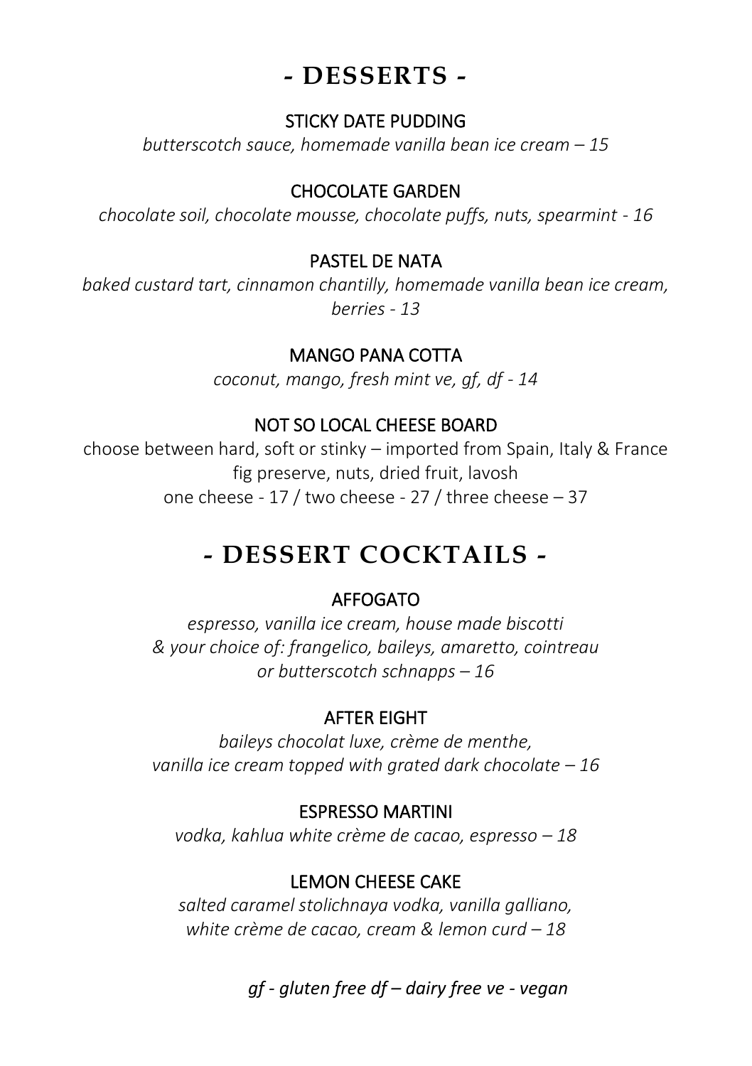# - DESSERTS -

### STICKY DATE PUDDING

*butterscotch sauce, homemade vanilla bean ice cream – 15*

### CHOCOLATE GARDEN

*chocolate soil, chocolate mousse, chocolate puffs, nuts, spearmint - 16*

### PASTEL DE NATA

*baked custard tart, cinnamon chantilly, homemade vanilla bean ice cream, berries - 13*

### MANGO PANA COTTA

*coconut, mango, fresh mint ve, gf, df - 14*

### NOT SO LOCAL CHEESE BOARD

choose between hard, soft or stinky – imported from Spain, Italy & France
fig preserve, nuts, dried fruit, lavosh
one cheese - 17 / two cheese - 27 / three cheese – 37

# - DESSERT COCKTAILS -

### AFFOGATO

*espresso, vanilla ice cream, house made biscotti*
*& your choice of: frangelico, baileys, amaretto, cointreau or butterscotch schnapps – 16*

### AFTER EIGHT

*baileys chocolat luxe, crème de menthe,*
*vanilla ice cream topped with grated dark chocolate – 16*

### ESPRESSO MARTINI

*vodka, kahlua white crème de cacao, espresso – 18*

### LEMON CHEESE CAKE

*salted caramel stolichnaya vodka, vanilla galliano,*
*white crème de cacao, cream & lemon curd – 18*

*gf - gluten free df – dairy free ve - vegan*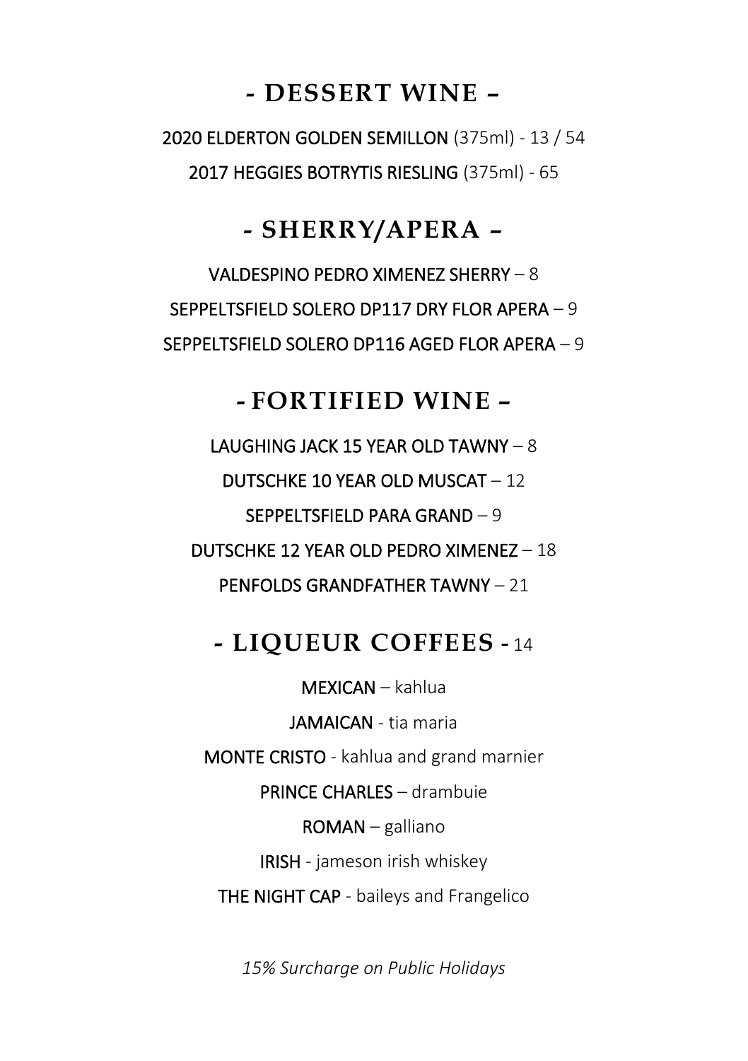## - DESSERT WINE –

**2020 ELDERTON GOLDEN SEMILLON** (375ml) - 13 / 54

**2017 HEGGIES BOTRYTIS RIESLING** (375ml) - 65

## - SHERRY/APERA –

**VALDESPINO PEDRO XIMENEZ SHERRY** – 8

**SEPPELTSFIELD SOLERO DP117 DRY FLOR APERA** – 9

**SEPPELTSFIELD SOLERO DP116 AGED FLOR APERA** – 9

## - FORTIFIED WINE –

**LAUGHING JACK 15 YEAR OLD TAWNY** – 8

**DUTSCHKE 10 YEAR OLD MUSCAT** – 12

**SEPPELTSFIELD PARA GRAND** – 9

**DUTSCHKE 12 YEAR OLD PEDRO XIMENEZ** – 18

**PENFOLDS GRANDFATHER TAWNY** – 21

## - LIQUEUR COFFEES - 14

**MEXICAN** – kahlua

**JAMAICAN** - tia maria

**MONTE CRISTO** - kahlua and grand marnier

**PRINCE CHARLES** – drambuie

**ROMAN** – galliano

**IRISH** - jameson irish whiskey

**THE NIGHT CAP** - baileys and Frangelico

*15% Surcharge on Public Holidays*